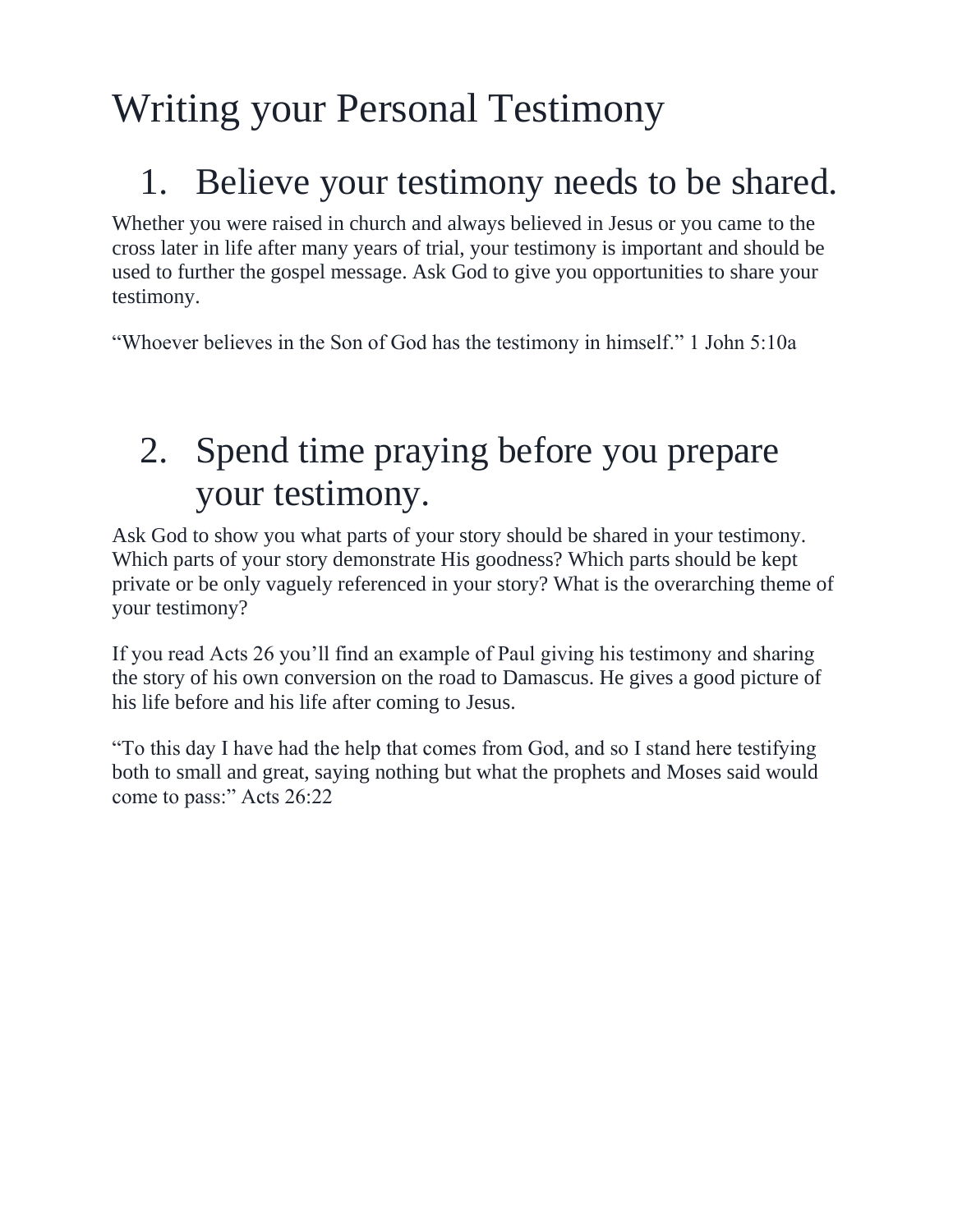# Writing your Personal Testimony

## 1. Believe your testimony needs to be shared.

Whether you were raised in church and always believed in Jesus or you came to the cross later in life after many years of trial, your testimony is important and should be used to further the gospel message. Ask God to give you opportunities to share your testimony.

"Whoever believes in the Son of God has the testimony in himself." 1 John 5:10a

## 2. Spend time praying before you prepare your testimony.

Ask God to show you what parts of your story should be shared in your testimony. Which parts of your story demonstrate His goodness? Which parts should be kept private or be only vaguely referenced in your story? What is the overarching theme of your testimony?

If you read Acts 26 you'll find an example of Paul giving his testimony and sharing the story of his own conversion on the road to Damascus. He gives a good picture of his life before and his life after coming to Jesus.

"To this day I have had the help that comes from God, and so I stand here testifying both to small and great, saying nothing but what the prophets and Moses said would come to pass:" Acts 26:22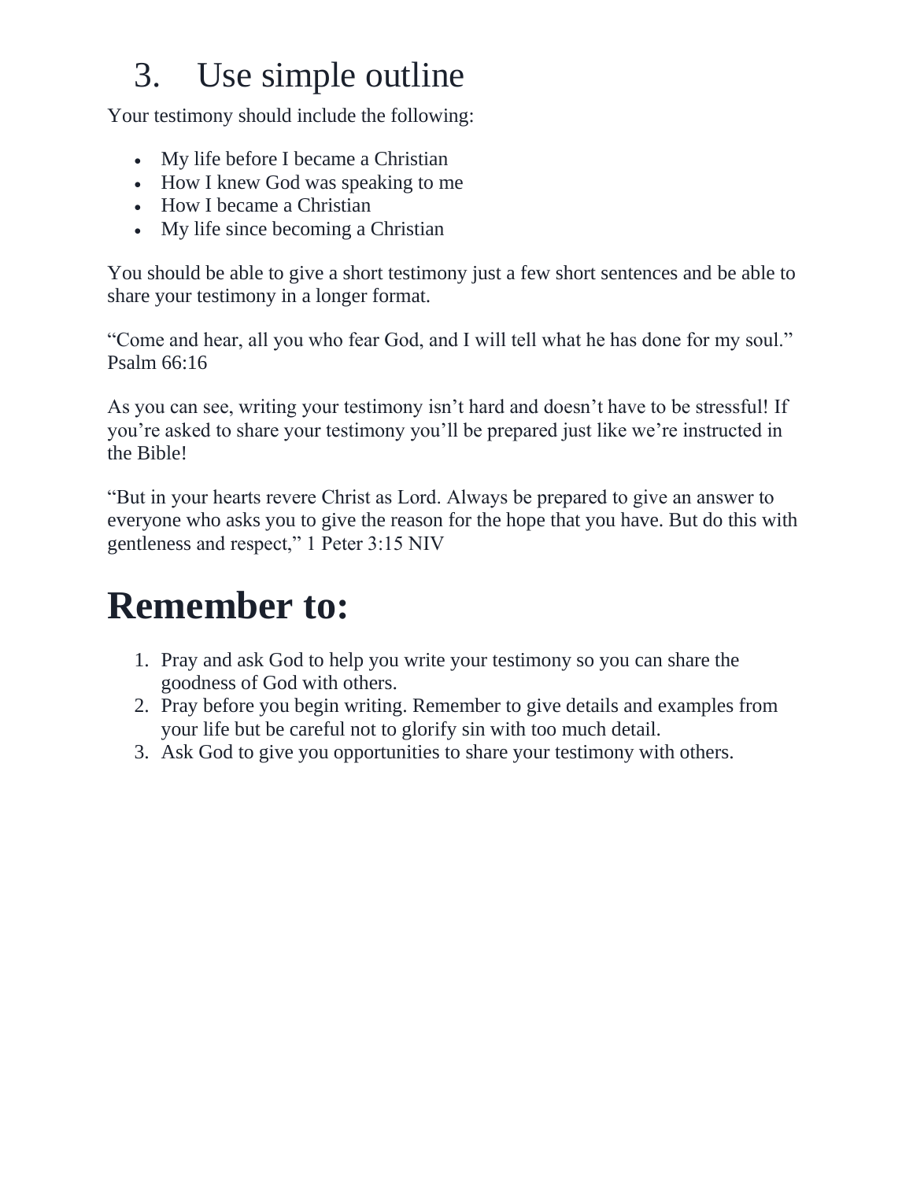## 3. Use simple outline

Your testimony should include the following:

- My life before I became a Christian
- How I knew God was speaking to me
- How I became a Christian
- My life since becoming a Christian

You should be able to give a short testimony just a few short sentences and be able to share your testimony in a longer format.

"Come and hear, all you who fear God, and I will tell what he has done for my soul." Psalm 66:16

As you can see, writing your testimony isn't hard and doesn't have to be stressful! If you're asked to share your testimony you'll be prepared just like we're instructed in the Bible!

"But in your hearts revere Christ as Lord. Always be prepared to give an answer to everyone who asks you to give the reason for the hope that you have. But do this with gentleness and respect," 1 Peter 3:15 NIV

# Remember to:

1. Pray and ask God to help you write your testimony so you can share the goodness of God with others.
2. Pray before you begin writing. Remember to give details and examples from your life but be careful not to glorify sin with too much detail.
3. Ask God to give you opportunities to share your testimony with others.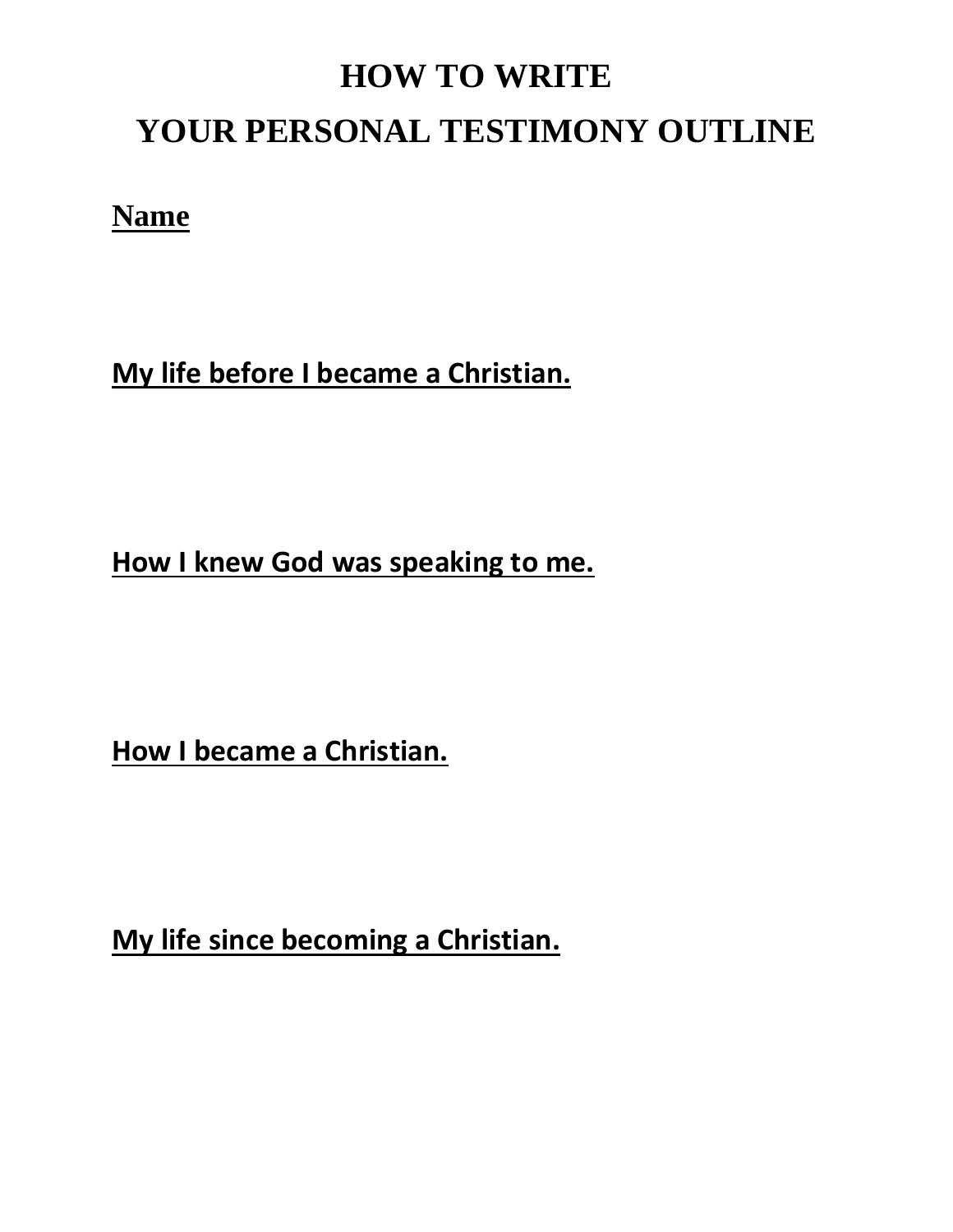# HOW TO WRITE
# YOUR PERSONAL TESTIMONY OUTLINE

**Name**

**My life before I became a Christian.**

**How I knew God was speaking to me.**

**How I became a Christian.**

**My life since becoming a Christian.**